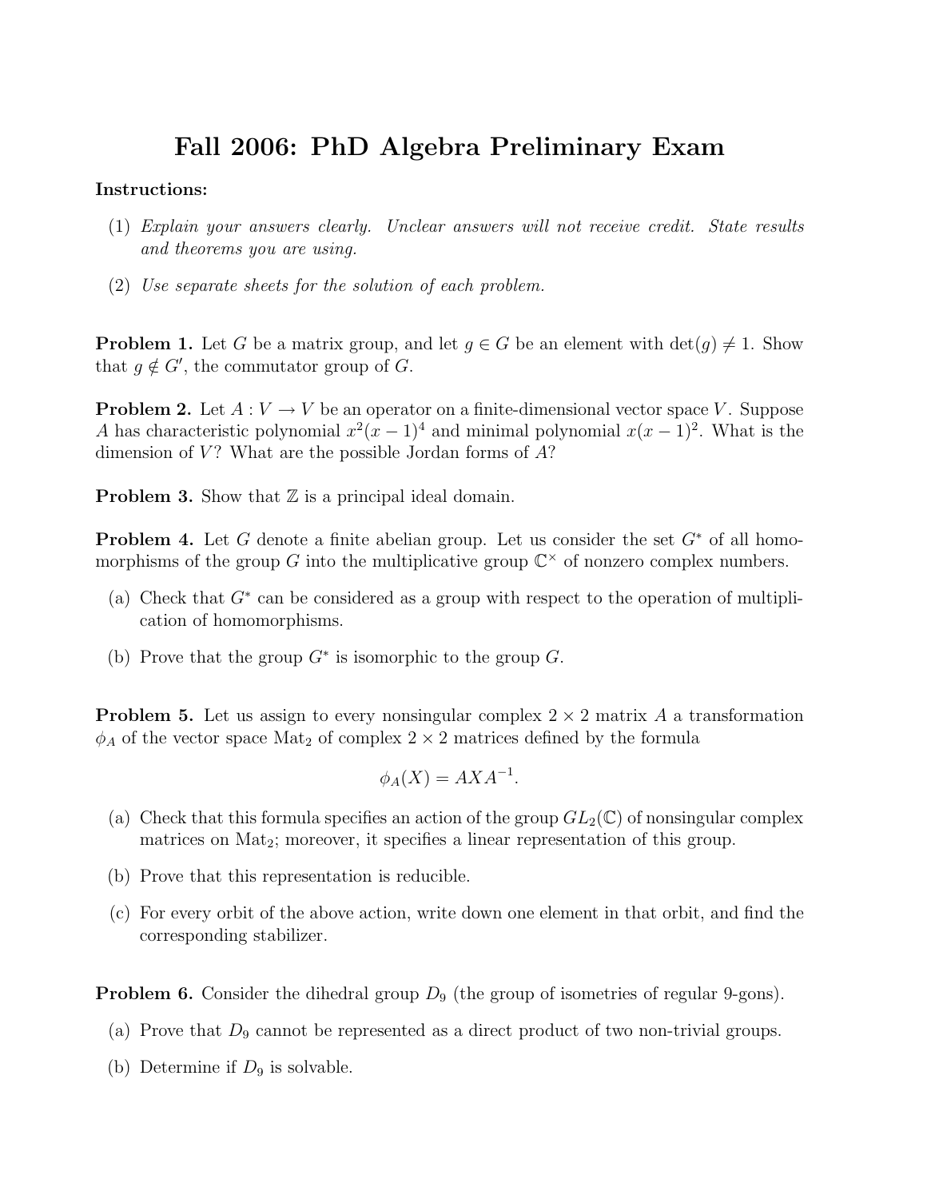# Fall 2006: PhD Algebra Preliminary Exam

**Instructions:**

(1) *Explain your answers clearly. Unclear answers will not receive credit. State results and theorems you are using.*

(2) *Use separate sheets for the solution of each problem.*

**Problem 1.** Let $G$ be a matrix group, and let $g \in G$ be an element with $\det(g) \neq 1$. Show that $g \notin G'$, the commutator group of $G$.

**Problem 2.** Let $A : V \to V$ be an operator on a finite-dimensional vector space $V$. Suppose $A$ has characteristic polynomial $x^2(x-1)^4$ and minimal polynomial $x(x-1)^2$. What is the dimension of $V$? What are the possible Jordan forms of $A$?

**Problem 3.** Show that $\mathbb{Z}$ is a principal ideal domain.

**Problem 4.** Let $G$ denote a finite abelian group. Let us consider the set $G^*$ of all homomorphisms of the group $G$ into the multiplicative group $\mathbb{C}^\times$ of nonzero complex numbers.

(a) Check that $G^*$ can be considered as a group with respect to the operation of multiplication of homomorphisms.

(b) Prove that the group $G^*$ is isomorphic to the group $G$.

**Problem 5.** Let us assign to every nonsingular complex $2 \times 2$ matrix $A$ a transformation $\phi_A$ of the vector space $\mathrm{Mat}_2$ of complex $2 \times 2$ matrices defined by the formula

$$\phi_A(X) = AXA^{-1}.$$

(a) Check that this formula specifies an action of the group $GL_2(\mathbb{C})$ of nonsingular complex matrices on $\mathrm{Mat}_2$; moreover, it specifies a linear representation of this group.

(b) Prove that this representation is reducible.

(c) For every orbit of the above action, write down one element in that orbit, and find the corresponding stabilizer.

**Problem 6.** Consider the dihedral group $D_9$ (the group of isometries of regular 9-gons).

(a) Prove that $D_9$ cannot be represented as a direct product of two non-trivial groups.

(b) Determine if $D_9$ is solvable.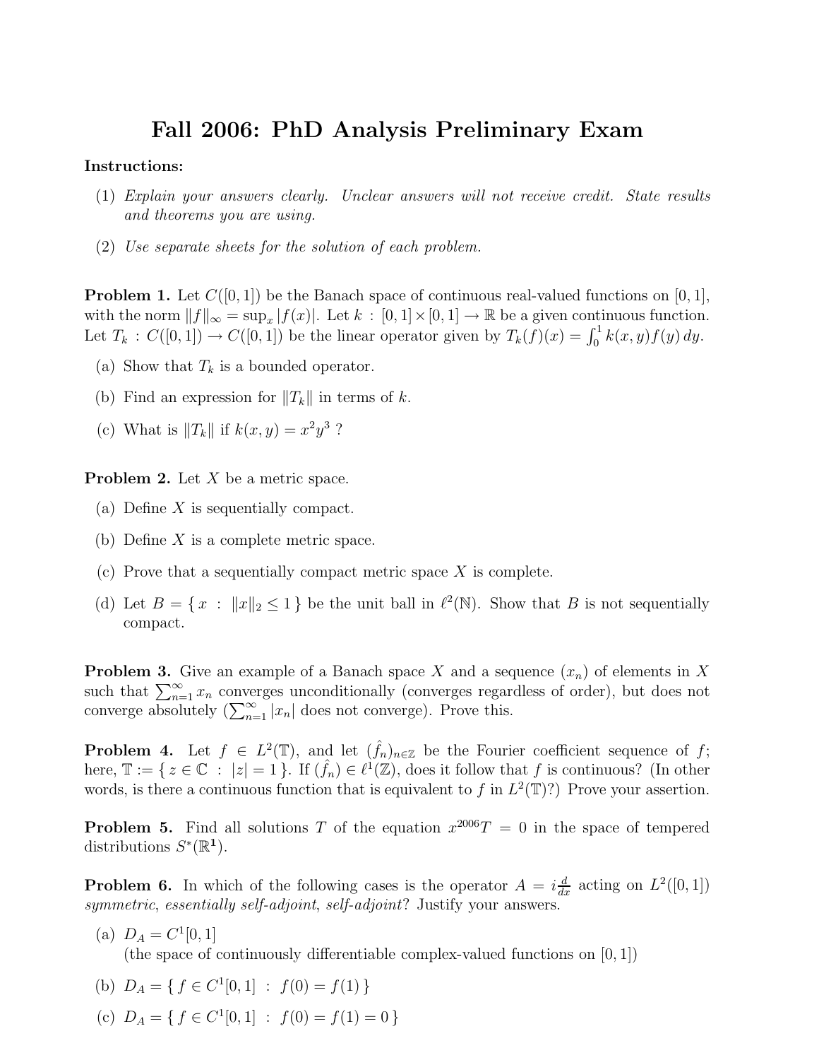# Fall 2006: PhD Analysis Preliminary Exam

**Instructions:**

(1) *Explain your answers clearly. Unclear answers will not receive credit. State results and theorems you are using.*

(2) *Use separate sheets for the solution of each problem.*

**Problem 1.** Let $C([0,1])$ be the Banach space of continuous real-valued functions on $[0,1]$, with the norm $\|f\|_\infty = \sup_x |f(x)|$. Let $k : [0,1] \times [0,1] \to \mathbb{R}$ be a given continuous function. Let $T_k : C([0,1]) \to C([0,1])$ be the linear operator given by $T_k(f)(x) = \int_0^1 k(x,y) f(y)\, dy$.

(a) Show that $T_k$ is a bounded operator.

(b) Find an expression for $\|T_k\|$ in terms of $k$.

(c) What is $\|T_k\|$ if $k(x,y) = x^2 y^3$ ?

**Problem 2.** Let $X$ be a metric space.

(a) Define $X$ is sequentially compact.

(b) Define $X$ is a complete metric space.

(c) Prove that a sequentially compact metric space $X$ is complete.

(d) Let $B = \{ x \ : \ \|x\|_2 \leq 1 \}$ be the unit ball in $\ell^2(\mathbb{N})$. Show that $B$ is not sequentially compact.

**Problem 3.** Give an example of a Banach space $X$ and a sequence $(x_n)$ of elements in $X$ such that $\sum_{n=1}^\infty x_n$ converges unconditionally (converges regardless of order), but does not converge absolutely ($\sum_{n=1}^\infty |x_n|$ does not converge). Prove this.

**Problem 4.** Let $f \in L^2(\mathbb{T})$, and let $(\hat{f}_n)_{n \in \mathbb{Z}}$ be the Fourier coefficient sequence of $f$; here, $\mathbb{T} := \{ z \in \mathbb{C} \ : \ |z| = 1 \}$. If $(\hat{f}_n) \in \ell^1(\mathbb{Z})$, does it follow that $f$ is continuous? (In other words, is there a continuous function that is equivalent to $f$ in $L^2(\mathbb{T})$?) Prove your assertion.

**Problem 5.** Find all solutions $T$ of the equation $x^{2006} T = 0$ in the space of tempered distributions $S^*(\mathbb{R}^{\mathbf{1}})$.

**Problem 6.** In which of the following cases is the operator $A = i\frac{d}{dx}$ acting on $L^2([0,1])$ *symmetric*, *essentially self-adjoint*, *self-adjoint*? Justify your answers.

(a) $D_A = C^1[0,1]$
(the space of continuously differentiable complex-valued functions on $[0,1]$)

(b) $D_A = \{ f \in C^1[0,1] \ : \ f(0) = f(1) \}$

(c) $D_A = \{ f \in C^1[0,1] \ : \ f(0) = f(1) = 0 \}$